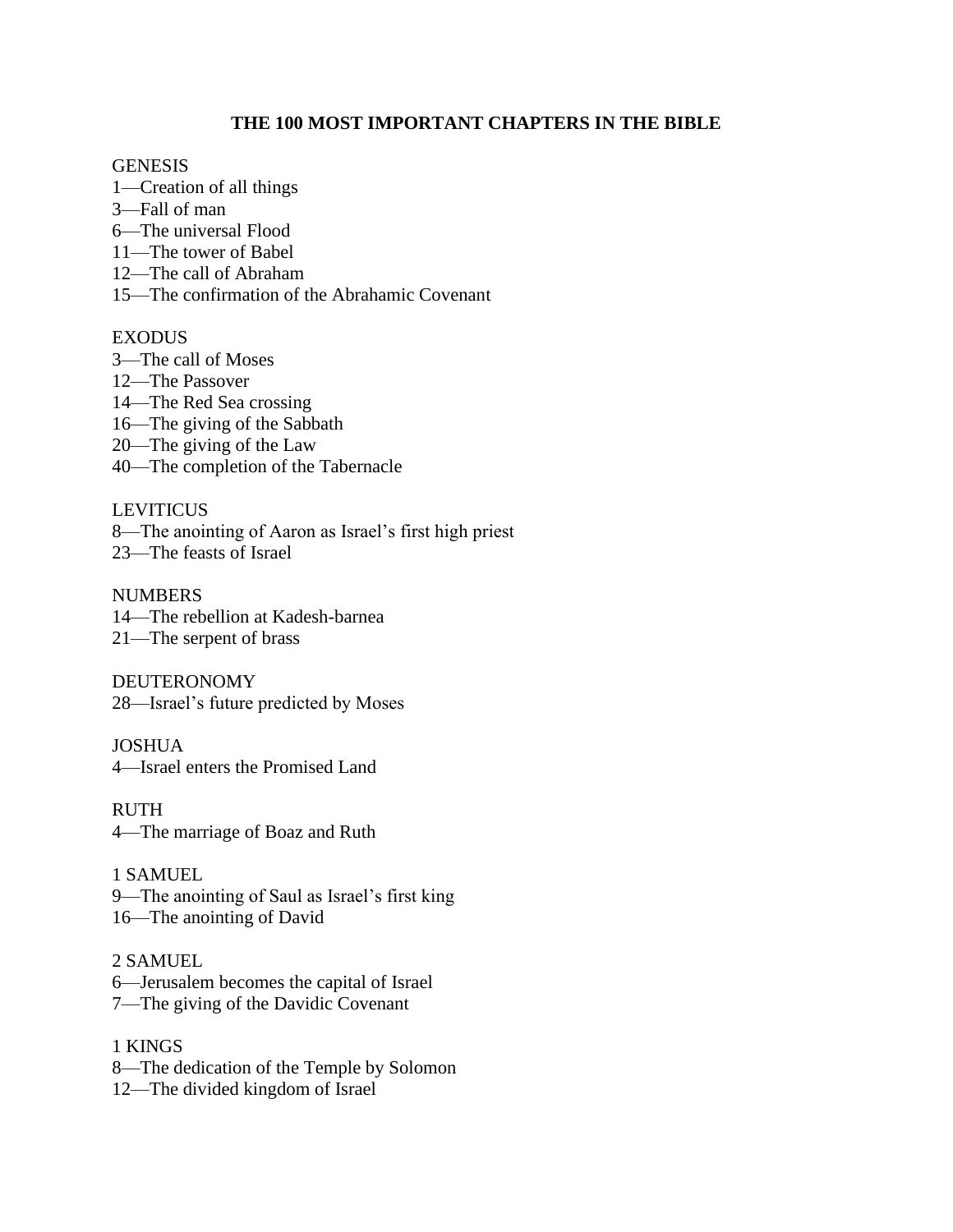# THE 100 MOST IMPORTANT CHAPTERS IN THE BIBLE

GENESIS
1—Creation of all things
3—Fall of man
6—The universal Flood
11—The tower of Babel
12—The call of Abraham
15—The confirmation of the Abrahamic Covenant

EXODUS
3—The call of Moses
12—The Passover
14—The Red Sea crossing
16—The giving of the Sabbath
20—The giving of the Law
40—The completion of the Tabernacle

LEVITICUS
8—The anointing of Aaron as Israel's first high priest
23—The feasts of Israel

NUMBERS
14—The rebellion at Kadesh-barnea
21—The serpent of brass

DEUTERONOMY
28—Israel's future predicted by Moses

JOSHUA
4—Israel enters the Promised Land

RUTH
4—The marriage of Boaz and Ruth

1 SAMUEL
9—The anointing of Saul as Israel's first king
16—The anointing of David

2 SAMUEL
6—Jerusalem becomes the capital of Israel
7—The giving of the Davidic Covenant

1 KINGS
8—The dedication of the Temple by Solomon
12—The divided kingdom of Israel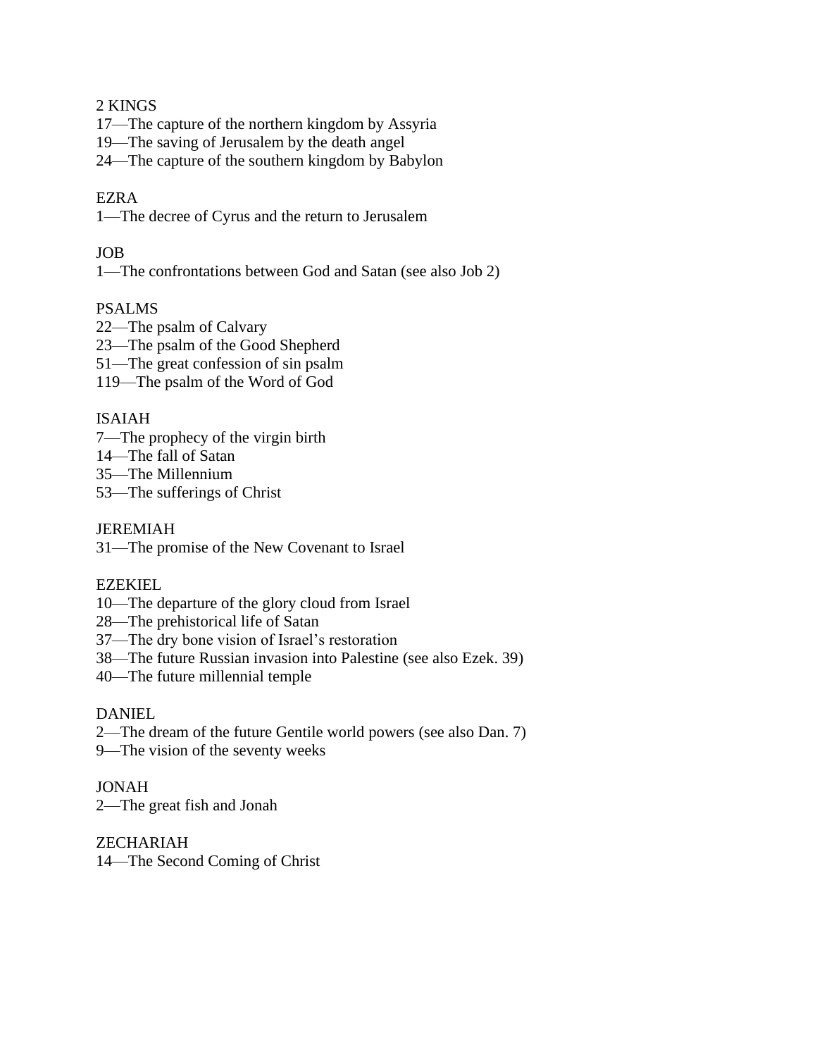2 KINGS

17—The capture of the northern kingdom by Assyria
19—The saving of Jerusalem by the death angel
24—The capture of the southern kingdom by Babylon

EZRA

1—The decree of Cyrus and the return to Jerusalem

JOB

1—The confrontations between God and Satan (see also Job 2)

PSALMS

22—The psalm of Calvary
23—The psalm of the Good Shepherd
51—The great confession of sin psalm
119—The psalm of the Word of God

ISAIAH

7—The prophecy of the virgin birth
14—The fall of Satan
35—The Millennium
53—The sufferings of Christ

JEREMIAH

31—The promise of the New Covenant to Israel

EZEKIEL

10—The departure of the glory cloud from Israel
28—The prehistorical life of Satan
37—The dry bone vision of Israel's restoration
38—The future Russian invasion into Palestine (see also Ezek. 39)
40—The future millennial temple

DANIEL

2—The dream of the future Gentile world powers (see also Dan. 7)
9—The vision of the seventy weeks

JONAH

2—The great fish and Jonah

ZECHARIAH

14—The Second Coming of Christ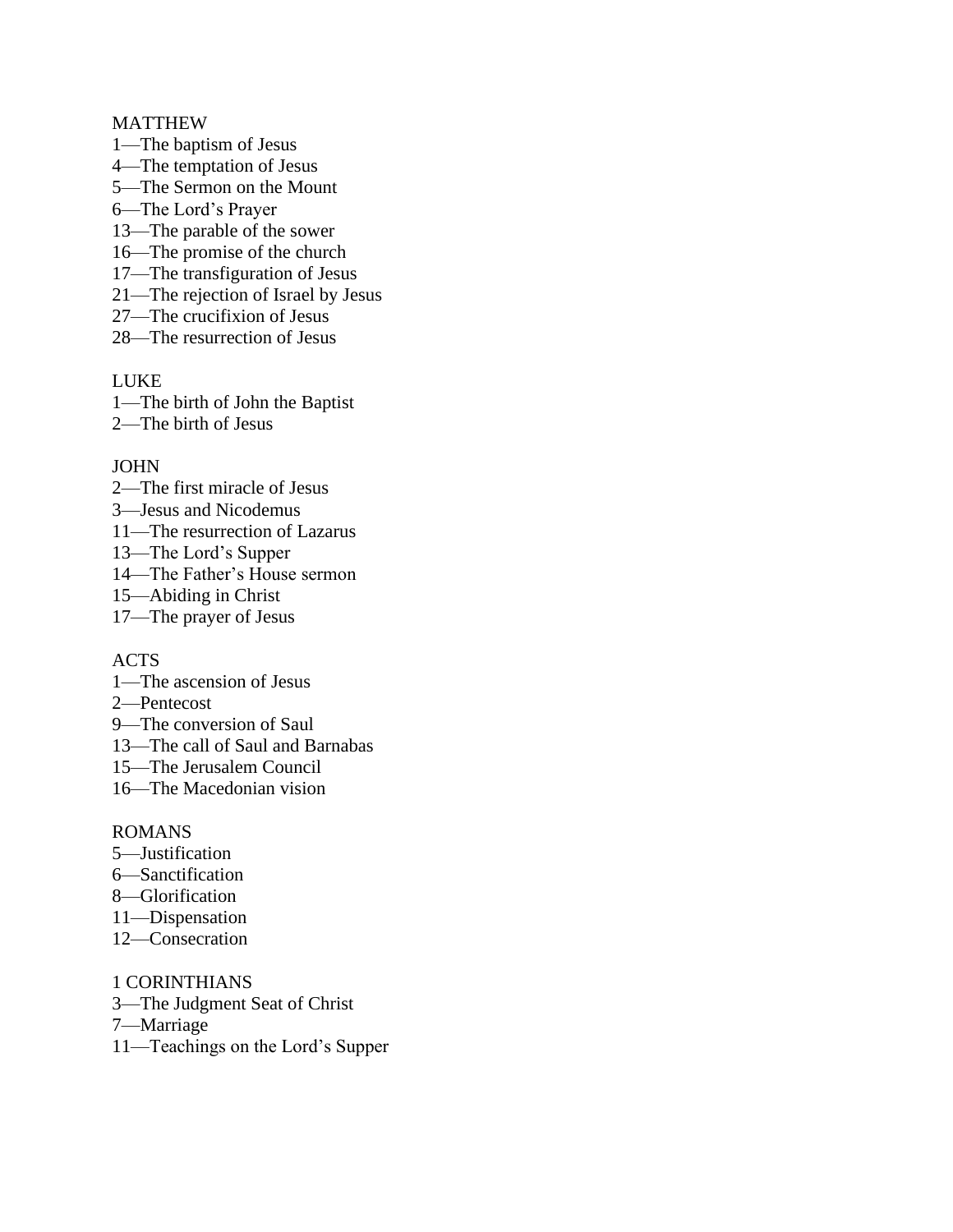MATTHEW
1—The baptism of Jesus
4—The temptation of Jesus
5—The Sermon on the Mount
6—The Lord's Prayer
13—The parable of the sower
16—The promise of the church
17—The transfiguration of Jesus
21—The rejection of Israel by Jesus
27—The crucifixion of Jesus
28—The resurrection of Jesus

LUKE
1—The birth of John the Baptist
2—The birth of Jesus

JOHN
2—The first miracle of Jesus
3—Jesus and Nicodemus
11—The resurrection of Lazarus
13—The Lord's Supper
14—The Father's House sermon
15—Abiding in Christ
17—The prayer of Jesus

ACTS
1—The ascension of Jesus
2—Pentecost
9—The conversion of Saul
13—The call of Saul and Barnabas
15—The Jerusalem Council
16—The Macedonian vision

ROMANS
5—Justification
6—Sanctification
8—Glorification
11—Dispensation
12—Consecration

1 CORINTHIANS
3—The Judgment Seat of Christ
7—Marriage
11—Teachings on the Lord's Supper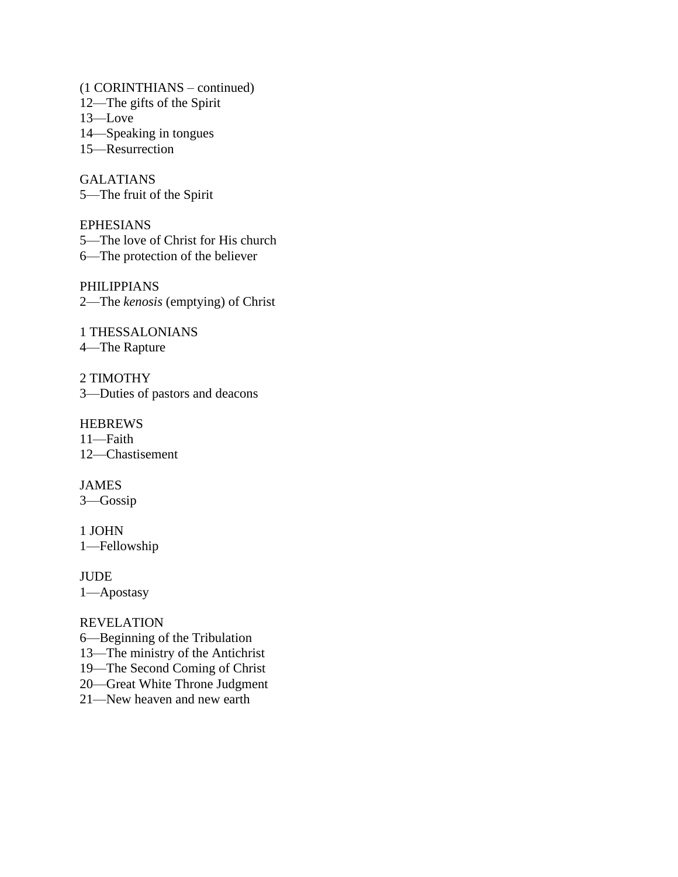(1 CORINTHIANS – continued)
12—The gifts of the Spirit
13—Love
14—Speaking in tongues
15—Resurrection

GALATIANS
5—The fruit of the Spirit

EPHESIANS
5—The love of Christ for His church
6—The protection of the believer

PHILIPPIANS
2—The *kenosis* (emptying) of Christ

1 THESSALONIANS
4—The Rapture

2 TIMOTHY
3—Duties of pastors and deacons

HEBREWS
11—Faith
12—Chastisement

JAMES
3—Gossip

1 JOHN
1—Fellowship

JUDE
1—Apostasy

REVELATION
6—Beginning of the Tribulation
13—The ministry of the Antichrist
19—The Second Coming of Christ
20—Great White Throne Judgment
21—New heaven and new earth